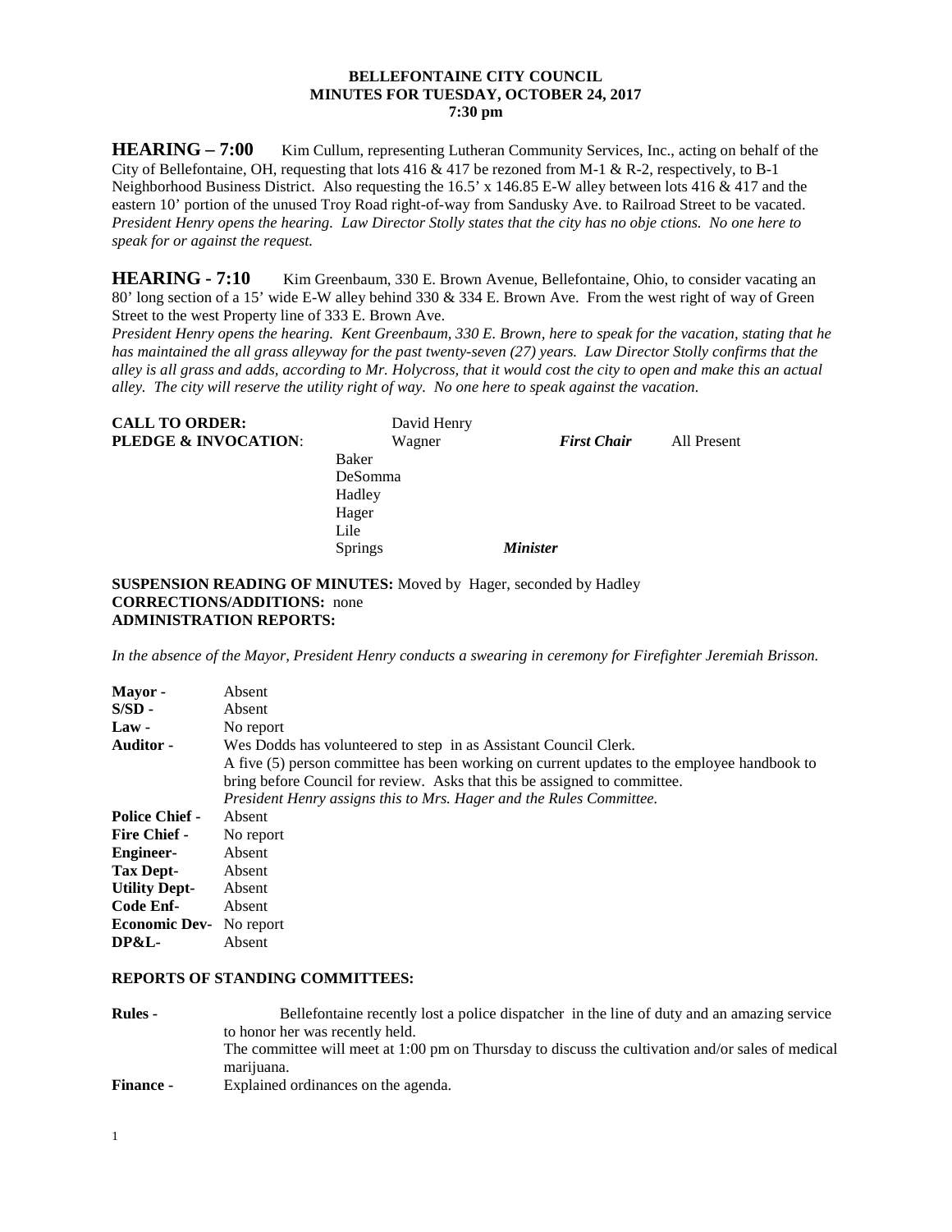**BELLEFONTAINE CITY COUNCIL**
**MINUTES FOR TUESDAY, OCTOBER 24, 2017**
**7:30 pm**

**HEARING – 7:00** Kim Cullum, representing Lutheran Community Services, Inc., acting on behalf of the City of Bellefontaine, OH, requesting that lots 416 & 417 be rezoned from M-1 & R-2, respectively, to B-1 Neighborhood Business District. Also requesting the 16.5' x 146.85 E-W alley between lots 416 & 417 and the eastern 10' portion of the unused Troy Road right-of-way from Sandusky Ave. to Railroad Street to be vacated. *President Henry opens the hearing. Law Director Stolly states that the city has no obje ctions. No one here to speak for or against the request.*

**HEARING - 7:10** Kim Greenbaum, 330 E. Brown Avenue, Bellefontaine, Ohio, to consider vacating an 80' long section of a 15' wide E-W alley behind 330 & 334 E. Brown Ave. From the west right of way of Green Street to the west Property line of 333 E. Brown Ave.
*President Henry opens the hearing. Kent Greenbaum, 330 E. Brown, here to speak for the vacation, stating that he has maintained the all grass alleyway for the past twenty-seven (27) years. Law Director Stolly confirms that the alley is all grass and adds, according to Mr. Holycross, that it would cost the city to open and make this an actual alley. The city will reserve the utility right of way. No one here to speak against the vacation.*

| | | | |
|---|---|---|---|
| **CALL TO ORDER:** | David Henry | | |
| **PLEDGE & INVOCATION**: | Wagner | ***First Chair*** | All Present |
| | Baker | | |
| | DeSomma | | |
| | Hadley | | |
| | Hager | | |
| | Lile | | |
| | Springs | ***Minister*** | |

**SUSPENSION READING OF MINUTES:** Moved by Hager, seconded by Hadley
**CORRECTIONS/ADDITIONS:** none
**ADMINISTRATION REPORTS:**

*In the absence of the Mayor, President Henry conducts a swearing in ceremony for Firefighter Jeremiah Brisson.*

| | |
|---|---|
| **Mayor -** | Absent |
| **S/SD -** | Absent |
| **Law -** | No report |
| **Auditor -** | Wes Dodds has volunteered to step in as Assistant Council Clerk. A five (5) person committee has been working on current updates to the employee handbook to bring before Council for review. Asks that this be assigned to committee. *President Henry assigns this to Mrs. Hager and the Rules Committee.* |
| **Police Chief -** | Absent |
| **Fire Chief -** | No report |
| **Engineer-** | Absent |
| **Tax Dept-** | Absent |
| **Utility Dept-** | Absent |
| **Code Enf-** | Absent |
| **Economic Dev-** | No report |
| **DP&L-** | Absent |

**REPORTS OF STANDING COMMITTEES:**

| | |
|---|---|
| **Rules -** | Bellefontaine recently lost a police dispatcher in the line of duty and an amazing service to honor her was recently held. The committee will meet at 1:00 pm on Thursday to discuss the cultivation and/or sales of medical marijuana. |
| **Finance -** | Explained ordinances on the agenda. |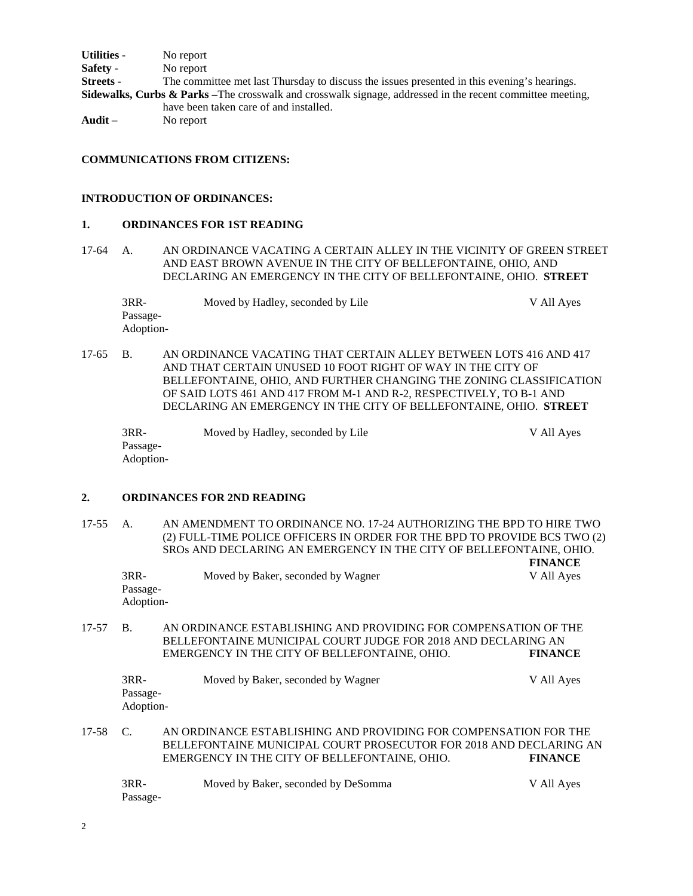**Utilities -** No report

**Safety -** No report

**Streets -** The committee met last Thursday to discuss the issues presented in this evening's hearings.

**Sidewalks, Curbs & Parks –**The crosswalk and crosswalk signage, addressed in the recent committee meeting, have been taken care of and installed.

**Audit –** No report

**COMMUNICATIONS FROM CITIZENS:**

**INTRODUCTION OF ORDINANCES:**

**1. ORDINANCES FOR 1ST READING**

17-64 A. AN ORDINANCE VACATING A CERTAIN ALLEY IN THE VICINITY OF GREEN STREET AND EAST BROWN AVENUE IN THE CITY OF BELLEFONTAINE, OHIO, AND DECLARING AN EMERGENCY IN THE CITY OF BELLEFONTAINE, OHIO. **STREET**

3RR- Moved by Hadley, seconded by Lile V All Ayes
Passage-
Adoption-

17-65 B. AN ORDINANCE VACATING THAT CERTAIN ALLEY BETWEEN LOTS 416 AND 417 AND THAT CERTAIN UNUSED 10 FOOT RIGHT OF WAY IN THE CITY OF BELLEFONTAINE, OHIO, AND FURTHER CHANGING THE ZONING CLASSIFICATION OF SAID LOTS 461 AND 417 FROM M-1 AND R-2, RESPECTIVELY, TO B-1 AND DECLARING AN EMERGENCY IN THE CITY OF BELLEFONTAINE, OHIO. **STREET**

3RR- Moved by Hadley, seconded by Lile V All Ayes
Passage-
Adoption-

**2. ORDINANCES FOR 2ND READING**

17-55 A. AN AMENDMENT TO ORDINANCE NO. 17-24 AUTHORIZING THE BPD TO HIRE TWO (2) FULL-TIME POLICE OFFICERS IN ORDER FOR THE BPD TO PROVIDE BCS TWO (2) SROs AND DECLARING AN EMERGENCY IN THE CITY OF BELLEFONTAINE, OHIO. **FINANCE**

3RR- Moved by Baker, seconded by Wagner V All Ayes
Passage-
Adoption-

17-57 B. AN ORDINANCE ESTABLISHING AND PROVIDING FOR COMPENSATION OF THE BELLEFONTAINE MUNICIPAL COURT JUDGE FOR 2018 AND DECLARING AN EMERGENCY IN THE CITY OF BELLEFONTAINE, OHIO. **FINANCE**

3RR- Moved by Baker, seconded by Wagner V All Ayes
Passage-
Adoption-

17-58 C. AN ORDINANCE ESTABLISHING AND PROVIDING FOR COMPENSATION FOR THE BELLEFONTAINE MUNICIPAL COURT PROSECUTOR FOR 2018 AND DECLARING AN EMERGENCY IN THE CITY OF BELLEFONTAINE, OHIO. **FINANCE**

3RR- Moved by Baker, seconded by DeSomma V All Ayes
Passage-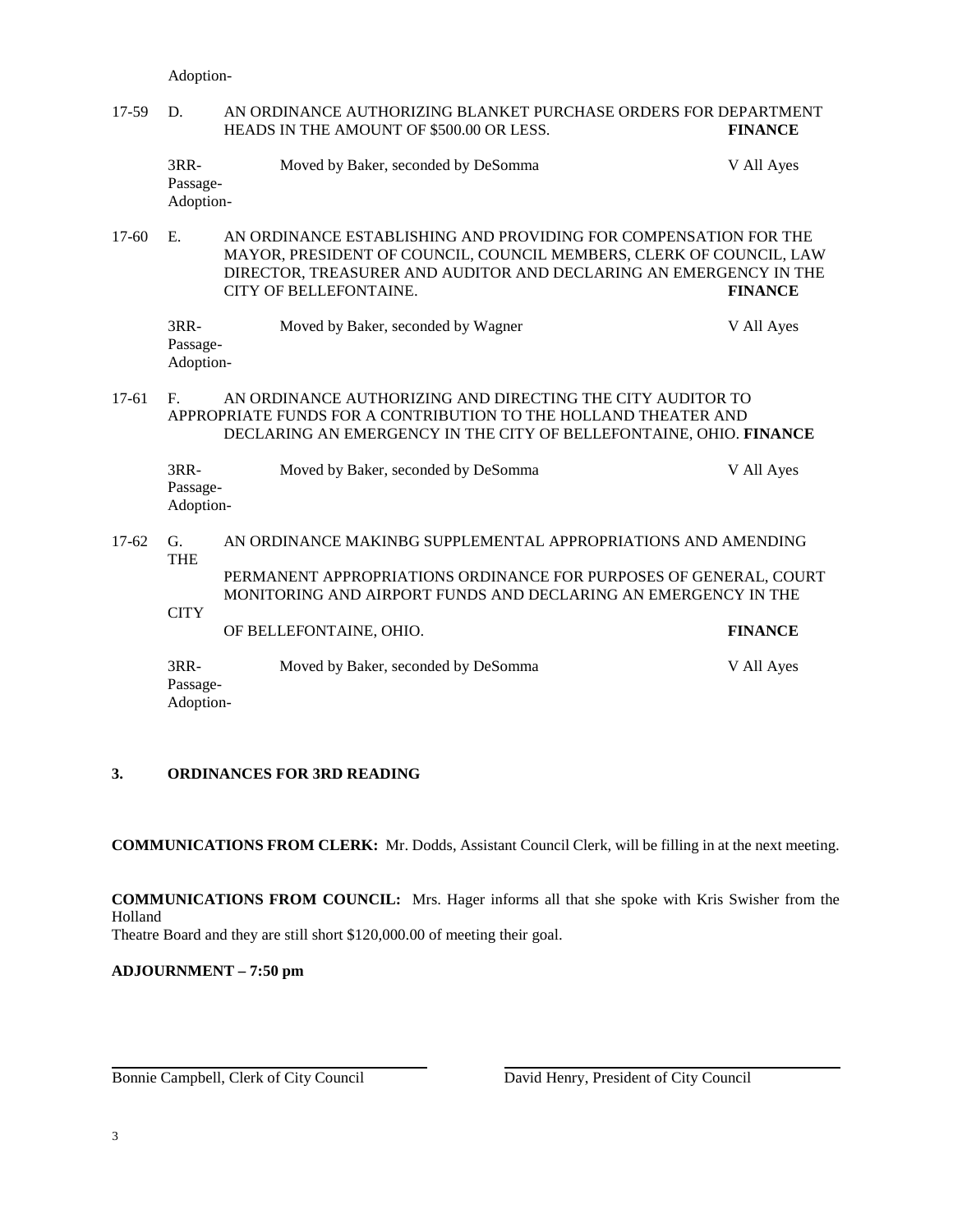Adoption-

17-59 D. AN ORDINANCE AUTHORIZING BLANKET PURCHASE ORDERS FOR DEPARTMENT HEADS IN THE AMOUNT OF $500.00 OR LESS. **FINANCE**

3RR- Passage- Adoption- Moved by Baker, seconded by DeSomma V All Ayes

17-60 E. AN ORDINANCE ESTABLISHING AND PROVIDING FOR COMPENSATION FOR THE MAYOR, PRESIDENT OF COUNCIL, COUNCIL MEMBERS, CLERK OF COUNCIL, LAW DIRECTOR, TREASURER AND AUDITOR AND DECLARING AN EMERGENCY IN THE CITY OF BELLEFONTAINE. **FINANCE**

3RR- Passage- Adoption- Moved by Baker, seconded by Wagner V All Ayes

17-61 F. AN ORDINANCE AUTHORIZING AND DIRECTING THE CITY AUDITOR TO APPROPRIATE FUNDS FOR A CONTRIBUTION TO THE HOLLAND THEATER AND DECLARING AN EMERGENCY IN THE CITY OF BELLEFONTAINE, OHIO. **FINANCE**

3RR- Passage- Adoption- Moved by Baker, seconded by DeSomma V All Ayes

17-62 G. AN ORDINANCE MAKINBG SUPPLEMENTAL APPROPRIATIONS AND AMENDING THE PERMANENT APPROPRIATIONS ORDINANCE FOR PURPOSES OF GENERAL, COURT MONITORING AND AIRPORT FUNDS AND DECLARING AN EMERGENCY IN THE CITY OF BELLEFONTAINE, OHIO. **FINANCE**

3RR- Passage- Adoption- Moved by Baker, seconded by DeSomma V All Ayes

**3. ORDINANCES FOR 3RD READING**

**COMMUNICATIONS FROM CLERK:** Mr. Dodds, Assistant Council Clerk, will be filling in at the next meeting.

**COMMUNICATIONS FROM COUNCIL:** Mrs. Hager informs all that she spoke with Kris Swisher from the Holland Theatre Board and they are still short $120,000.00 of meeting their goal.

**ADJOURNMENT – 7:50 pm**

Bonnie Campbell, Clerk of City Council

David Henry, President of City Council